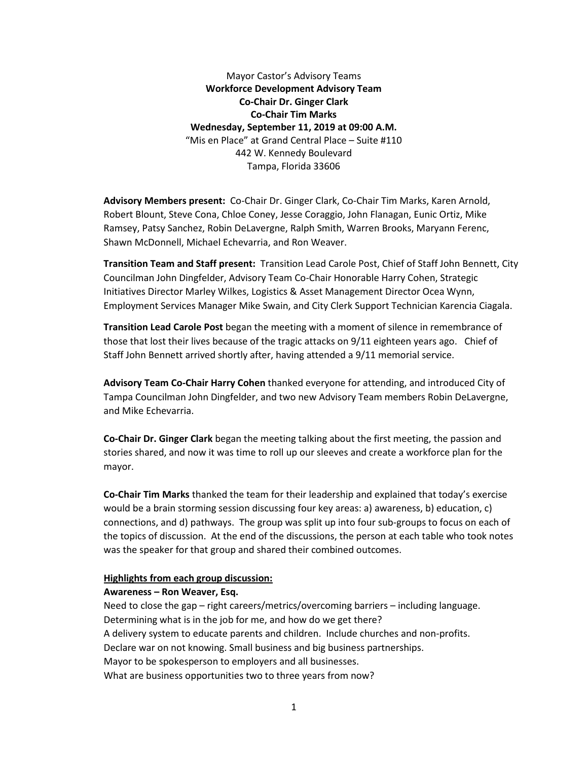Mayor Castor's Advisory Teams

**Workforce Development Advisory Team**

**Co-Chair Dr. Ginger Clark**

**Co-Chair Tim Marks**

**Wednesday, September 11, 2019 at 09:00 A.M.**

"Mis en Place" at Grand Central Place – Suite #110

442 W. Kennedy Boulevard

Tampa, Florida 33606

**Advisory Members present:** Co-Chair Dr. Ginger Clark, Co-Chair Tim Marks, Karen Arnold, Robert Blount, Steve Cona, Chloe Coney, Jesse Coraggio, John Flanagan, Eunic Ortiz, Mike Ramsey, Patsy Sanchez, Robin DeLavergne, Ralph Smith, Warren Brooks, Maryann Ferenc, Shawn McDonnell, Michael Echevarria, and Ron Weaver.

**Transition Team and Staff present:** Transition Lead Carole Post, Chief of Staff John Bennett, City Councilman John Dingfelder, Advisory Team Co-Chair Honorable Harry Cohen, Strategic Initiatives Director Marley Wilkes, Logistics & Asset Management Director Ocea Wynn, Employment Services Manager Mike Swain, and City Clerk Support Technician Karencia Ciagala.

**Transition Lead Carole Post** began the meeting with a moment of silence in remembrance of those that lost their lives because of the tragic attacks on 9/11 eighteen years ago. Chief of Staff John Bennett arrived shortly after, having attended a 9/11 memorial service.

**Advisory Team Co-Chair Harry Cohen** thanked everyone for attending, and introduced City of Tampa Councilman John Dingfelder, and two new Advisory Team members Robin DeLavergne, and Mike Echevarria.

**Co-Chair Dr. Ginger Clark** began the meeting talking about the first meeting, the passion and stories shared, and now it was time to roll up our sleeves and create a workforce plan for the mayor.

**Co-Chair Tim Marks** thanked the team for their leadership and explained that today's exercise would be a brain storming session discussing four key areas: a) awareness, b) education, c) connections, and d) pathways. The group was split up into four sub-groups to focus on each of the topics of discussion. At the end of the discussions, the person at each table who took notes was the speaker for that group and shared their combined outcomes.

**<u>Highlights from each group discussion:</u>**

**Awareness – Ron Weaver, Esq.**

Need to close the gap – right careers/metrics/overcoming barriers – including language.
Determining what is in the job for me, and how do we get there?
A delivery system to educate parents and children. Include churches and non-profits.
Declare war on not knowing. Small business and big business partnerships.
Mayor to be spokesperson to employers and all businesses.
What are business opportunities two to three years from now?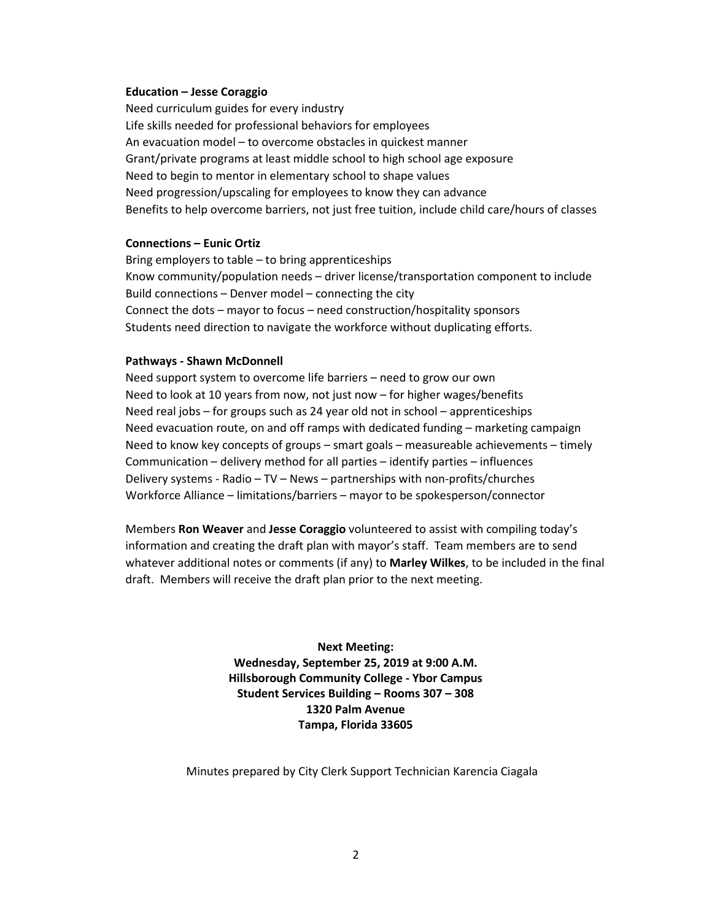**Education – Jesse Coraggio**

Need curriculum guides for every industry
Life skills needed for professional behaviors for employees
An evacuation model – to overcome obstacles in quickest manner
Grant/private programs at least middle school to high school age exposure
Need to begin to mentor in elementary school to shape values
Need progression/upscaling for employees to know they can advance
Benefits to help overcome barriers, not just free tuition, include child care/hours of classes

**Connections – Eunic Ortiz**

Bring employers to table – to bring apprenticeships
Know community/population needs – driver license/transportation component to include
Build connections – Denver model – connecting the city
Connect the dots – mayor to focus – need construction/hospitality sponsors
Students need direction to navigate the workforce without duplicating efforts.

**Pathways - Shawn McDonnell**

Need support system to overcome life barriers – need to grow our own
Need to look at 10 years from now, not just now – for higher wages/benefits
Need real jobs – for groups such as 24 year old not in school – apprenticeships
Need evacuation route, on and off ramps with dedicated funding – marketing campaign
Need to know key concepts of groups – smart goals – measureable achievements – timely
Communication – delivery method for all parties – identify parties – influences
Delivery systems - Radio – TV – News – partnerships with non-profits/churches
Workforce Alliance – limitations/barriers – mayor to be spokesperson/connector

Members **Ron Weaver** and **Jesse Coraggio** volunteered to assist with compiling today's information and creating the draft plan with mayor's staff. Team members are to send whatever additional notes or comments (if any) to **Marley Wilkes**, to be included in the final draft. Members will receive the draft plan prior to the next meeting.

**Next Meeting:**
**Wednesday, September 25, 2019 at 9:00 A.M.**
**Hillsborough Community College - Ybor Campus**
**Student Services Building – Rooms 307 – 308**
**1320 Palm Avenue**
**Tampa, Florida 33605**

Minutes prepared by City Clerk Support Technician Karencia Ciagala